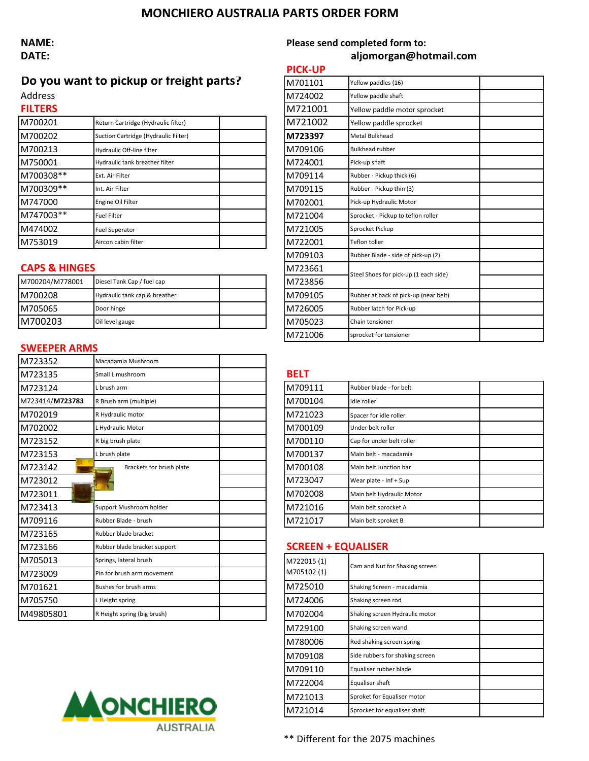# MONCHIERO AUSTRALIA PARTS ORDER FORM

**NAME:**

**DATE:**

**Please send completed form to:**
**aljomorgan@hotmail.com**

## Do you want to pickup or freight parts?

Address

## FILTERS

| | | |
|---|---|---|
| M700201 | Return Cartridge (Hydraulic filter) | |
| M700202 | Suction Cartridge (Hydraulic Filter) | |
| M700213 | Hydraulic Off-line filter | |
| M750001 | Hydraulic tank breather filter | |
| M700308** | Ext. Air Filter | |
| M700309** | Int. Air Filter | |
| M747000 | Engine Oil Filter | |
| M747003** | Fuel Filter | |
| M474002 | Fuel Seperator | |
| M753019 | Aircon cabin filter | |

## CAPS & HINGES

| | | |
|---|---|---|
| M700204/M778001 | Diesel Tank Cap / fuel cap | |
| M700208 | Hydraulic tank cap & breather | |
| M705065 | Door hinge | |
| M700203 | Oil level gauge | |

## SWEEPER ARMS

| | | |
|---|---|---|
| M723352 | Macadamia Mushroom | |
| M723135 | Small L mushroom | |
| M723124 | L brush arm | |
| M723414/**M723783** | R Brush arm (multiple) | |
| M702019 | R Hydraulic motor | |
| M702002 | L Hydraulic Motor | |
| M723152 | R big brush plate | |
| M723153 | L brush plate | |
| M723142 | Brackets for brush plate | |
| M723012 | | |
| M723011 | | |
| M723413 | Support Mushroom holder | |
| M709116 | Rubber Blade - brush | |
| M723165 | Rubber blade bracket | |
| M723166 | Rubber blade bracket support | |
| M705013 | Springs, lateral brush | |
| M723009 | Pin for brush arm movement | |
| M701621 | Bushes for brush arms | |
| M705750 | L Height spring | |
| M49805801 | R Height spring (big brush) | |

## PICK-UP

| | | |
|---|---|---|
| M701101 | Yellow paddles (16) | |
| M724002 | Yellow paddle shaft | |
| M721001 | Yellow paddle motor sprocket | |
| M721002 | Yellow paddle sprocket | |
| **M723397** | Metal Bulkhead | |
| M709106 | Bulkhead rubber | |
| M724001 | Pick-up shaft | |
| M709114 | Rubber - Pickup thick (6) | |
| M709115 | Rubber - Pickup thin (3) | |
| M702001 | Pick-up Hydraulic Motor | |
| M721004 | Sprocket - Pickup to teflon roller | |
| M721005 | Sprocket Pickup | |
| M722001 | Teflon toller | |
| M709103 | Rubber Blade - side of pick-up (2) | |
| M723661 | Steel Shoes for pick-up (1 each side) | |
| M723856 | | |
| M709105 | Rubber at back of pick-up (near belt) | |
| M726005 | Rubber latch for Pick-up | |
| M705023 | Chain tensioner | |
| M721006 | sprocket for tensioner | |

## BELT

| | | |
|---|---|---|
| M709111 | Rubber blade - for belt | |
| M700104 | Idle roller | |
| M721023 | Spacer for idle roller | |
| M700109 | Under belt roller | |
| M700110 | Cap for under belt roller | |
| M700137 | Main belt - macadamia | |
| M700108 | Main belt Junction bar | |
| M723047 | Wear plate - Inf + Sup | |
| M702008 | Main belt Hydraulic Motor | |
| M721016 | Main belt sprocket A | |
| M721017 | Main belt sproket B | |

## SCREEN + EQUALISER

| | | |
|---|---|---|
| M722015 (1) M705102 (1) | Cam and Nut for Shaking screen | |
| M725010 | Shaking Screen - macadamia | |
| M724006 | Shaking screen rod | |
| M702004 | Shaking screen Hydraulic motor | |
| M729100 | Shaking screen wand | |
| M780006 | Red shaking screen spring | |
| M709108 | Side rubbers for shaking screen | |
| M709110 | Equaliser rubber blade | |
| M722004 | Equaliser shaft | |
| M721013 | Sproket for Equaliser motor | |
| M721014 | Sprocket for equaliser shaft | |

** Different for the 2075 machines

MONCHIERO AUSTRALIA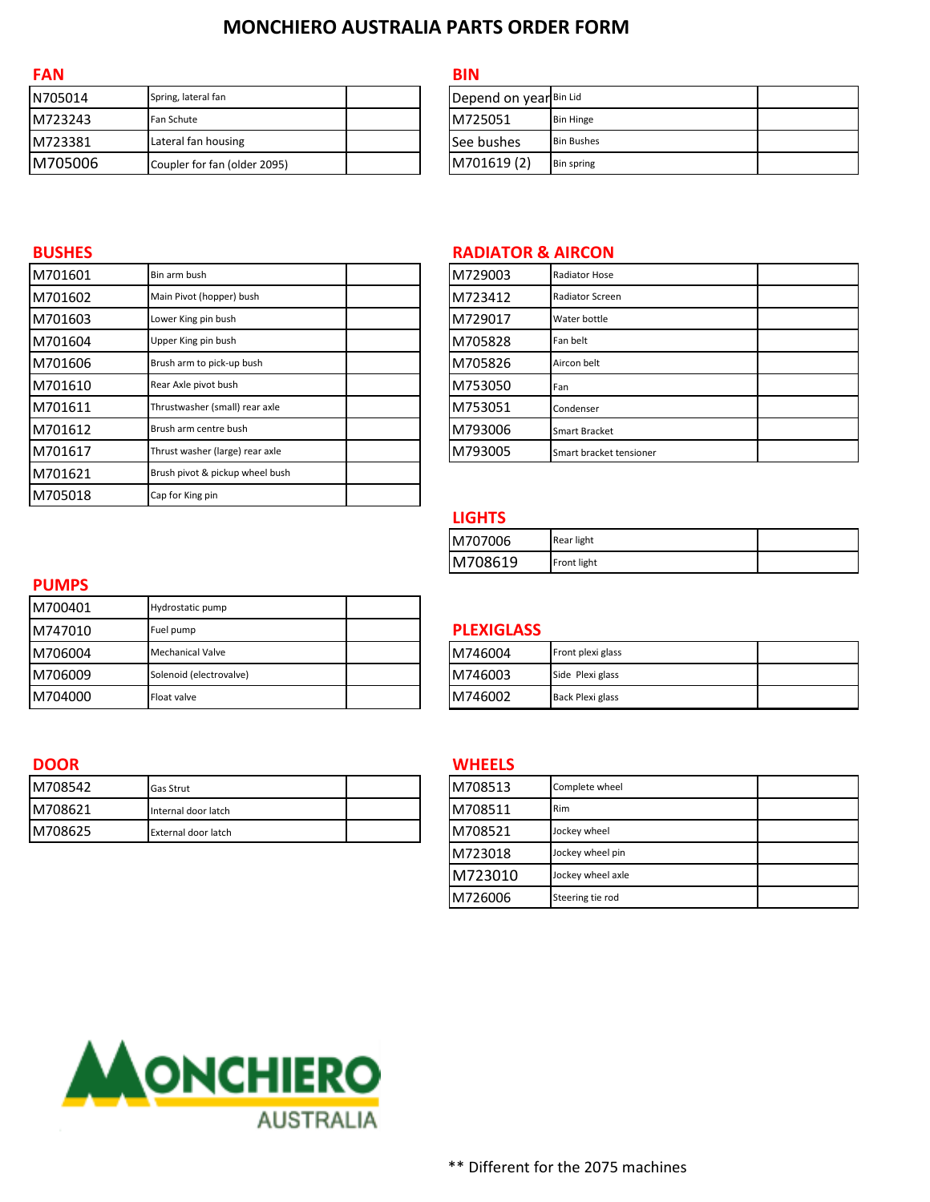# MONCHIERO AUSTRALIA PARTS ORDER FORM

## FAN

| | | |
|---|---|---|
| N705014 | Spring, lateral fan | |
| M723243 | Fan Schute | |
| M723381 | Lateral fan housing | |
| M705006 | Coupler for fan (older 2095) | |

## BIN

| | | |
|---|---|---|
| Depend on year | Bin Lid | |
| M725051 | Bin Hinge | |
| See bushes | Bin Bushes | |
| M701619 (2) | Bin spring | |

## BUSHES

| | | |
|---|---|---|
| M701601 | Bin arm bush | |
| M701602 | Main Pivot (hopper) bush | |
| M701603 | Lower King pin bush | |
| M701604 | Upper King pin bush | |
| M701606 | Brush arm to pick-up bush | |
| M701610 | Rear Axle pivot bush | |
| M701611 | Thrustwasher (small) rear axle | |
| M701612 | Brush arm centre bush | |
| M701617 | Thrust washer (large) rear axle | |
| M701621 | Brush pivot & pickup wheel bush | |
| M705018 | Cap for King pin | |

## RADIATOR & AIRCON

| | | |
|---|---|---|
| M729003 | Radiator Hose | |
| M723412 | Radiator Screen | |
| M729017 | Water bottle | |
| M705828 | Fan belt | |
| M705826 | Aircon belt | |
| M753050 | Fan | |
| M753051 | Condenser | |
| M793006 | Smart Bracket | |
| M793005 | Smart bracket tensioner | |

## LIGHTS

| | | |
|---|---|---|
| M707006 | Rear light | |
| M708619 | Front light | |

## PUMPS

| | | |
|---|---|---|
| M700401 | Hydrostatic pump | |
| M747010 | Fuel pump | |
| M706004 | Mechanical Valve | |
| M706009 | Solenoid (electrovalve) | |
| M704000 | Float valve | |

## PLEXIGLASS

| | | |
|---|---|---|
| M746004 | Front plexi glass | |
| M746003 | Side Plexi glass | |
| M746002 | Back Plexi glass | |

## DOOR

| | | |
|---|---|---|
| M708542 | Gas Strut | |
| M708621 | Internal door latch | |
| M708625 | External door latch | |

## WHEELS

| | | |
|---|---|---|
| M708513 | Complete wheel | |
| M708511 | Rim | |
| M708521 | Jockey wheel | |
| M723018 | Jockey wheel pin | |
| M723010 | Jockey wheel axle | |
| M726006 | Steering tie rod | |

MONCHIERO AUSTRALIA

** Different for the 2075 machines